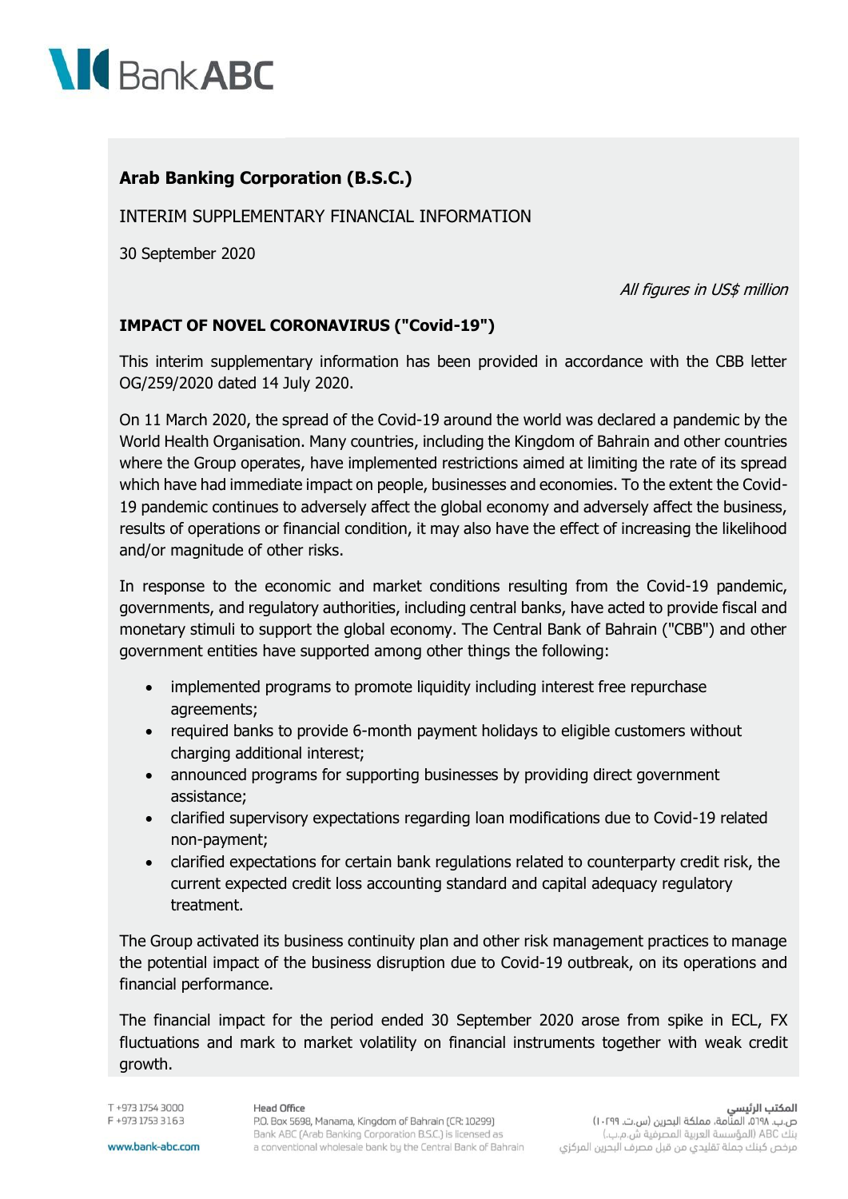**Arab Banking Corporation (B.S.C.)**

INTERIM SUPPLEMENTARY FINANCIAL INFORMATION

30 September 2020

*All figures in US$ million*

**IMPACT OF NOVEL CORONAVIRUS ("Covid-19")**

This interim supplementary information has been provided in accordance with the CBB letter OG/259/2020 dated 14 July 2020.

On 11 March 2020, the spread of the Covid-19 around the world was declared a pandemic by the World Health Organisation. Many countries, including the Kingdom of Bahrain and other countries where the Group operates, have implemented restrictions aimed at limiting the rate of its spread which have had immediate impact on people, businesses and economies. To the extent the Covid-19 pandemic continues to adversely affect the global economy and adversely affect the business, results of operations or financial condition, it may also have the effect of increasing the likelihood and/or magnitude of other risks.

In response to the economic and market conditions resulting from the Covid-19 pandemic, governments, and regulatory authorities, including central banks, have acted to provide fiscal and monetary stimuli to support the global economy. The Central Bank of Bahrain ("CBB") and other government entities have supported among other things the following:

- implemented programs to promote liquidity including interest free repurchase agreements;
- required banks to provide 6-month payment holidays to eligible customers without charging additional interest;
- announced programs for supporting businesses by providing direct government assistance;
- clarified supervisory expectations regarding loan modifications due to Covid-19 related non-payment;
- clarified expectations for certain bank regulations related to counterparty credit risk, the current expected credit loss accounting standard and capital adequacy regulatory treatment.

The Group activated its business continuity plan and other risk management practices to manage the potential impact of the business disruption due to Covid-19 outbreak, on its operations and financial performance.

The financial impact for the period ended 30 September 2020 arose from spike in ECL, FX fluctuations and mark to market volatility on financial instruments together with weak credit growth.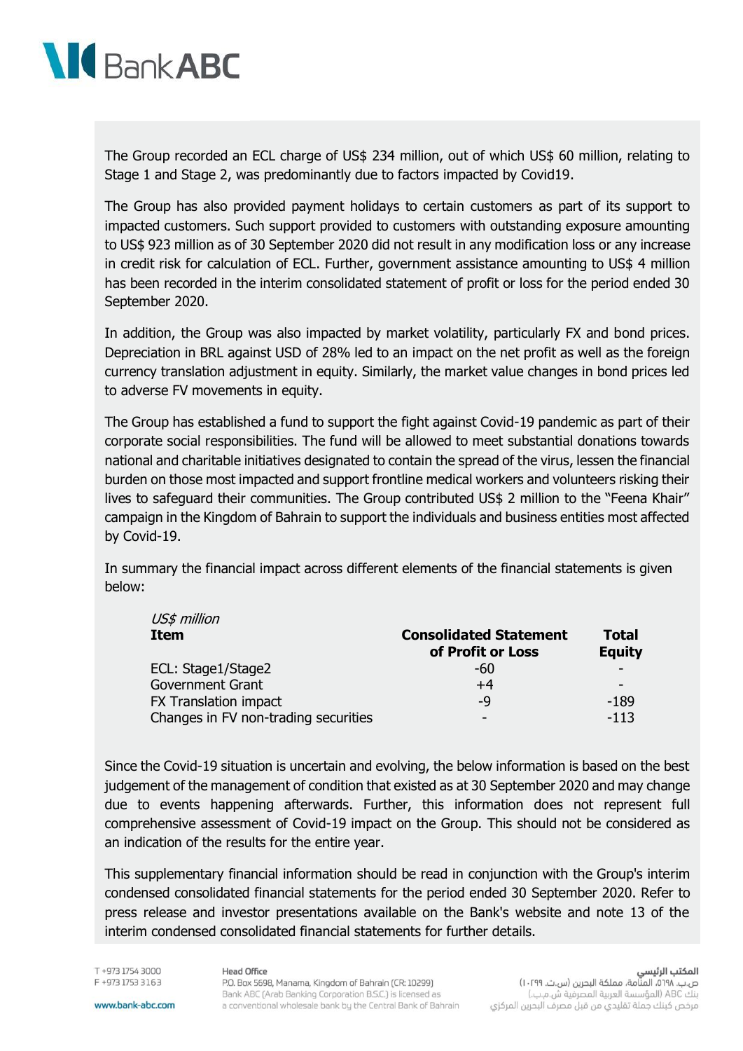The Group recorded an ECL charge of US$ 234 million, out of which US$ 60 million, relating to Stage 1 and Stage 2, was predominantly due to factors impacted by Covid19.

The Group has also provided payment holidays to certain customers as part of its support to impacted customers. Such support provided to customers with outstanding exposure amounting to US$ 923 million as of 30 September 2020 did not result in any modification loss or any increase in credit risk for calculation of ECL. Further, government assistance amounting to US$ 4 million has been recorded in the interim consolidated statement of profit or loss for the period ended 30 September 2020.

In addition, the Group was also impacted by market volatility, particularly FX and bond prices. Depreciation in BRL against USD of 28% led to an impact on the net profit as well as the foreign currency translation adjustment in equity. Similarly, the market value changes in bond prices led to adverse FV movements in equity.

The Group has established a fund to support the fight against Covid-19 pandemic as part of their corporate social responsibilities. The fund will be allowed to meet substantial donations towards national and charitable initiatives designated to contain the spread of the virus, lessen the financial burden on those most impacted and support frontline medical workers and volunteers risking their lives to safeguard their communities. The Group contributed US$ 2 million to the "Feena Khair" campaign in the Kingdom of Bahrain to support the individuals and business entities most affected by Covid-19.

In summary the financial impact across different elements of the financial statements is given below:

*US$ million*

| **Item** | **Consolidated Statement of Profit or Loss** | **Total Equity** |
|---|---|---|
| ECL: Stage1/Stage2 | -60 | - |
| Government Grant | +4 | - |
| FX Translation impact | -9 | -189 |
| Changes in FV non-trading securities | - | -113 |

Since the Covid-19 situation is uncertain and evolving, the below information is based on the best judgement of the management of condition that existed as at 30 September 2020 and may change due to events happening afterwards. Further, this information does not represent full comprehensive assessment of Covid-19 impact on the Group. This should not be considered as an indication of the results for the entire year.

This supplementary financial information should be read in conjunction with the Group's interim condensed consolidated financial statements for the period ended 30 September 2020. Refer to press release and investor presentations available on the Bank's website and note 13 of the interim condensed consolidated financial statements for further details.